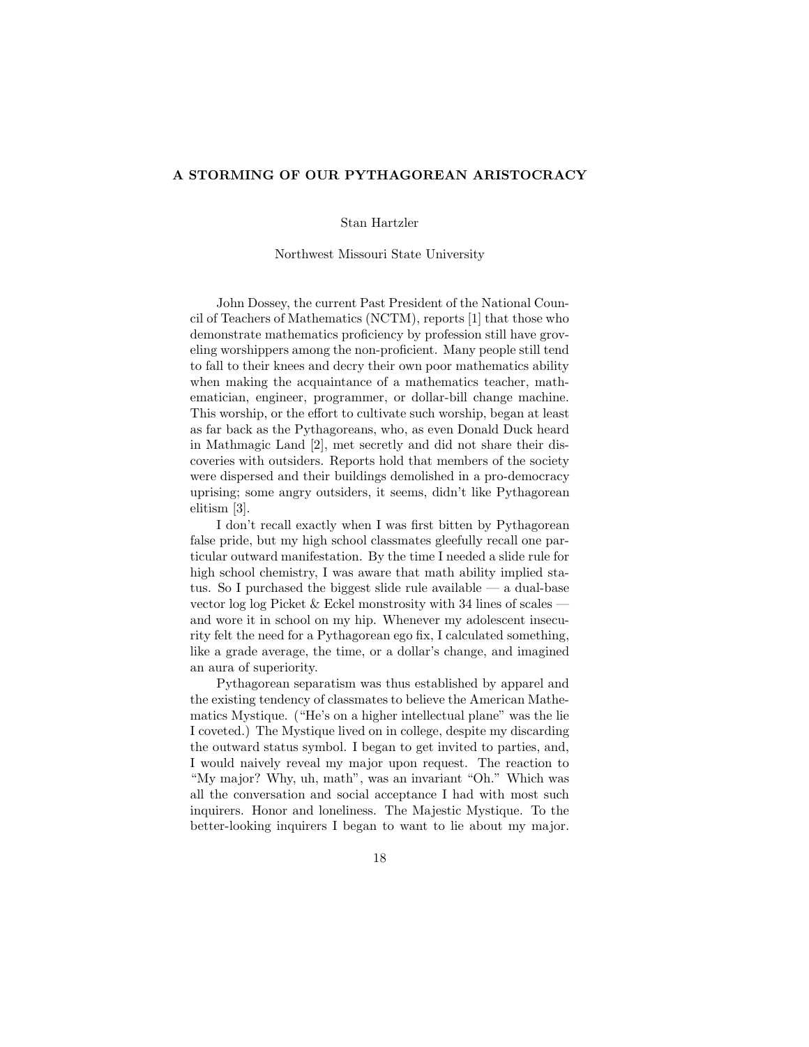# A STORMING OF OUR PYTHAGOREAN ARISTOCRACY

Stan Hartzler

Northwest Missouri State University

John Dossey, the current Past President of the National Council of Teachers of Mathematics (NCTM), reports [1] that those who demonstrate mathematics proficiency by profession still have groveling worshippers among the non-proficient. Many people still tend to fall to their knees and decry their own poor mathematics ability when making the acquaintance of a mathematics teacher, mathematician, engineer, programmer, or dollar-bill change machine. This worship, or the effort to cultivate such worship, began at least as far back as the Pythagoreans, who, as even Donald Duck heard in Mathmagic Land [2], met secretly and did not share their discoveries with outsiders. Reports hold that members of the society were dispersed and their buildings demolished in a pro-democracy uprising; some angry outsiders, it seems, didn't like Pythagorean elitism [3].

I don't recall exactly when I was first bitten by Pythagorean false pride, but my high school classmates gleefully recall one particular outward manifestation. By the time I needed a slide rule for high school chemistry, I was aware that math ability implied status. So I purchased the biggest slide rule available — a dual-base vector log log Picket & Eckel monstrosity with 34 lines of scales — and wore it in school on my hip. Whenever my adolescent insecurity felt the need for a Pythagorean ego fix, I calculated something, like a grade average, the time, or a dollar's change, and imagined an aura of superiority.

Pythagorean separatism was thus established by apparel and the existing tendency of classmates to believe the American Mathematics Mystique. ("He's on a higher intellectual plane" was the lie I coveted.) The Mystique lived on in college, despite my discarding the outward status symbol. I began to get invited to parties, and, I would naively reveal my major upon request. The reaction to "My major? Why, uh, math", was an invariant "Oh." Which was all the conversation and social acceptance I had with most such inquirers. Honor and loneliness. The Majestic Mystique. To the better-looking inquirers I began to want to lie about my major.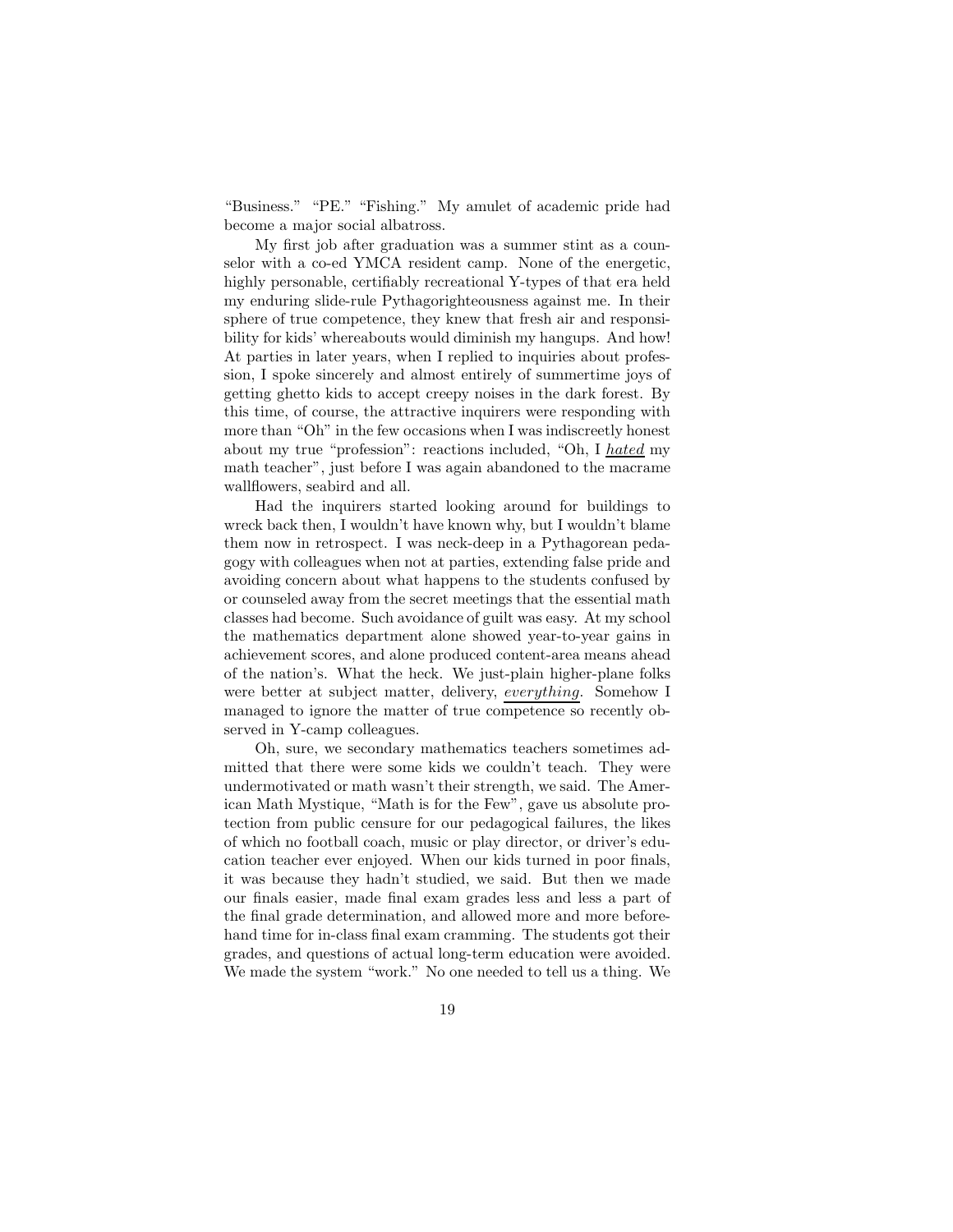"Business." "PE." "Fishing." My amulet of academic pride had become a major social albatross.

My first job after graduation was a summer stint as a counselor with a co-ed YMCA resident camp. None of the energetic, highly personable, certifiably recreational Y-types of that era held my enduring slide-rule Pythagorighteousness against me. In their sphere of true competence, they knew that fresh air and responsibility for kids' whereabouts would diminish my hangups. And how! At parties in later years, when I replied to inquiries about profession, I spoke sincerely and almost entirely of summertime joys of getting ghetto kids to accept creepy noises in the dark forest. By this time, of course, the attractive inquirers were responding with more than "Oh" in the few occasions when I was indiscreetly honest about my true "profession": reactions included, "Oh, I *hated* my math teacher", just before I was again abandoned to the macrame wallflowers, seabird and all.

Had the inquirers started looking around for buildings to wreck back then, I wouldn't have known why, but I wouldn't blame them now in retrospect. I was neck-deep in a Pythagorean pedagogy with colleagues when not at parties, extending false pride and avoiding concern about what happens to the students confused by or counseled away from the secret meetings that the essential math classes had become. Such avoidance of guilt was easy. At my school the mathematics department alone showed year-to-year gains in achievement scores, and alone produced content-area means ahead of the nation's. What the heck. We just-plain higher-plane folks were better at subject matter, delivery, *everything*. Somehow I managed to ignore the matter of true competence so recently observed in Y-camp colleagues.

Oh, sure, we secondary mathematics teachers sometimes admitted that there were some kids we couldn't teach. They were undermotivated or math wasn't their strength, we said. The American Math Mystique, "Math is for the Few", gave us absolute protection from public censure for our pedagogical failures, the likes of which no football coach, music or play director, or driver's education teacher ever enjoyed. When our kids turned in poor finals, it was because they hadn't studied, we said. But then we made our finals easier, made final exam grades less and less a part of the final grade determination, and allowed more and more beforehand time for in-class final exam cramming. The students got their grades, and questions of actual long-term education were avoided. We made the system "work." No one needed to tell us a thing. We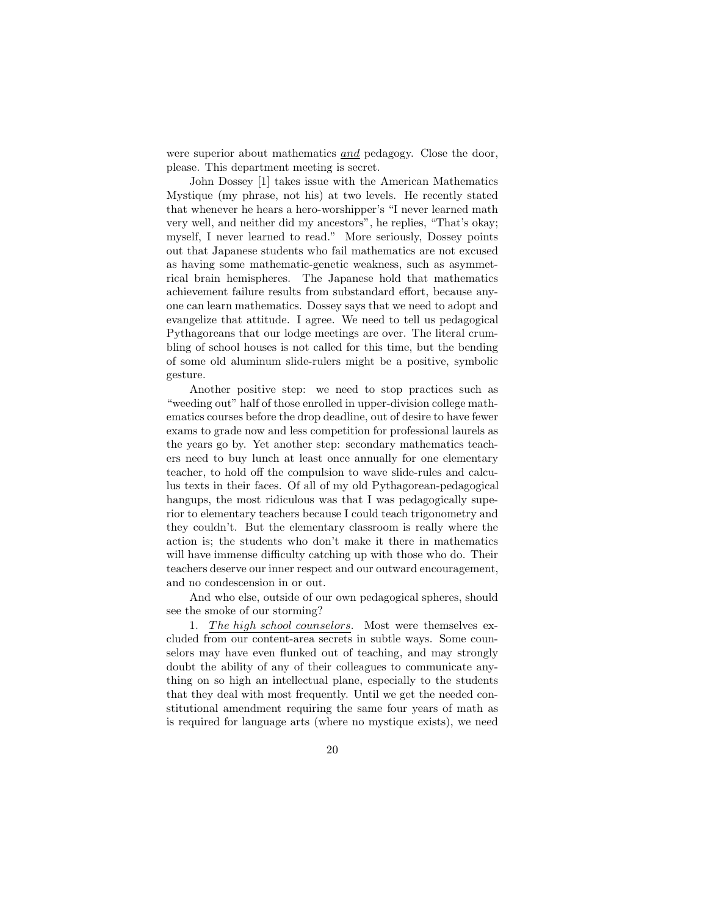were superior about mathematics <u>*and*</u> pedagogy. Close the door, please. This department meeting is secret.

John Dossey [1] takes issue with the American Mathematics Mystique (my phrase, not his) at two levels. He recently stated that whenever he hears a hero-worshipper's "I never learned math very well, and neither did my ancestors", he replies, "That's okay; myself, I never learned to read." More seriously, Dossey points out that Japanese students who fail mathematics are not excused as having some mathematic-genetic weakness, such as asymmetrical brain hemispheres. The Japanese hold that mathematics achievement failure results from substandard effort, because anyone can learn mathematics. Dossey says that we need to adopt and evangelize that attitude. I agree. We need to tell us pedagogical Pythagoreans that our lodge meetings are over. The literal crumbling of school houses is not called for this time, but the bending of some old aluminum slide-rulers might be a positive, symbolic gesture.

Another positive step: we need to stop practices such as "weeding out" half of those enrolled in upper-division college mathematics courses before the drop deadline, out of desire to have fewer exams to grade now and less competition for professional laurels as the years go by. Yet another step: secondary mathematics teachers need to buy lunch at least once annually for one elementary teacher, to hold off the compulsion to wave slide-rules and calculus texts in their faces. Of all of my old Pythagorean-pedagogical hangups, the most ridiculous was that I was pedagogically superior to elementary teachers because I could teach trigonometry and they couldn't. But the elementary classroom is really where the action is; the students who don't make it there in mathematics will have immense difficulty catching up with those who do. Their teachers deserve our inner respect and our outward encouragement, and no condescension in or out.

And who else, outside of our own pedagogical spheres, should see the smoke of our storming?

1. <u>*The high school counselors*</u>. Most were themselves excluded from our content-area secrets in subtle ways. Some counselors may have even flunked out of teaching, and may strongly doubt the ability of any of their colleagues to communicate anything on so high an intellectual plane, especially to the students that they deal with most frequently. Until we get the needed constitutional amendment requiring the same four years of math as is required for language arts (where no mystique exists), we need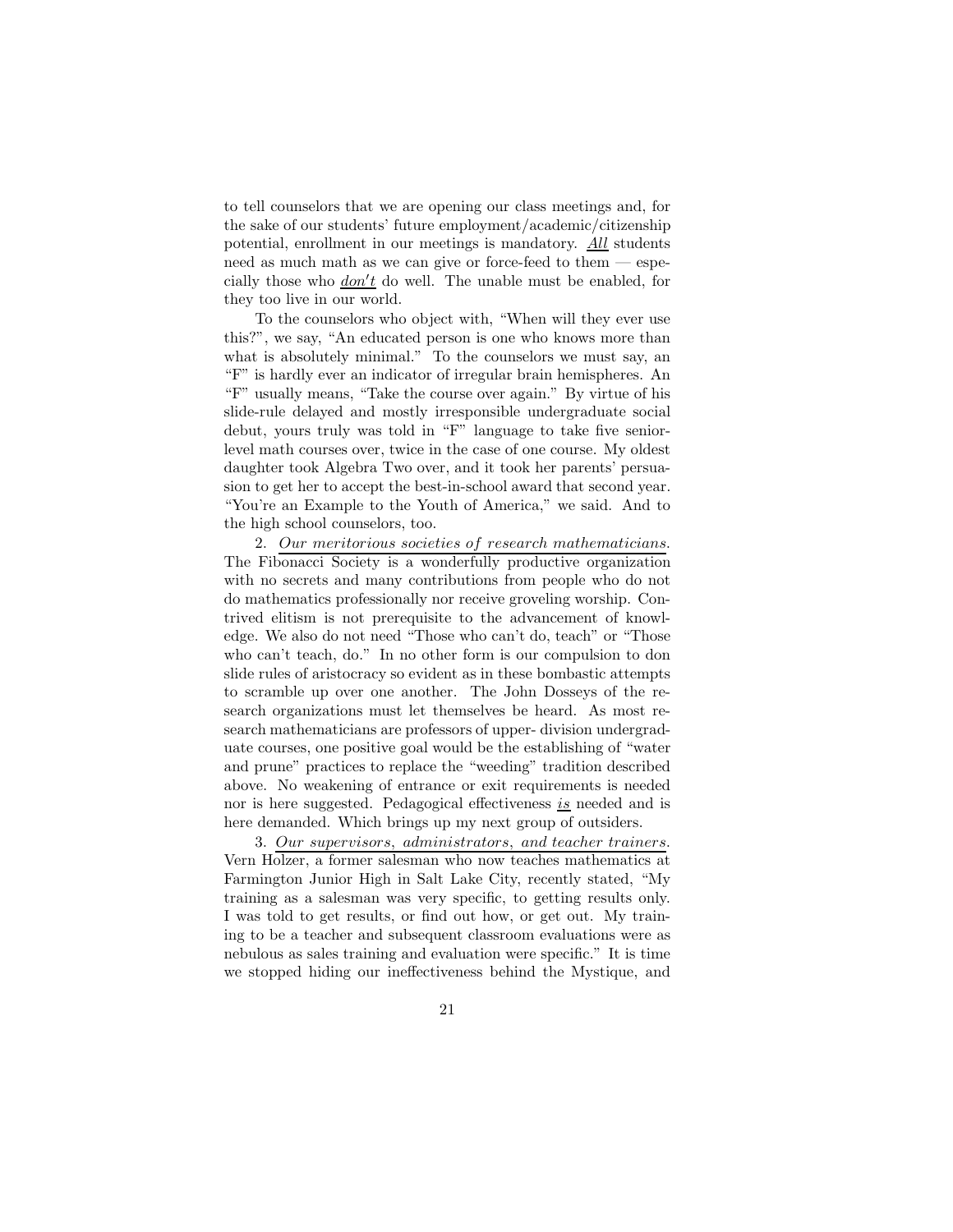to tell counselors that we are opening our class meetings and, for the sake of our students' future employment/academic/citizenship potential, enrollment in our meetings is mandatory. ***All*** students need as much math as we can give or force-feed to them — especially those who ***don't*** do well. The unable must be enabled, for they too live in our world.

To the counselors who object with, "When will they ever use this?", we say, "An educated person is one who knows more than what is absolutely minimal." To the counselors we must say, an "F" is hardly ever an indicator of irregular brain hemispheres. An "F" usually means, "Take the course over again." By virtue of his slide-rule delayed and mostly irresponsible undergraduate social debut, yours truly was told in "F" language to take five senior-level math courses over, twice in the case of one course. My oldest daughter took Algebra Two over, and it took her parents' persuasion to get her to accept the best-in-school award that second year. "You're an Example to the Youth of America," we said. And to the high school counselors, too.

2. *Our meritorious societies of research mathematicians.* The Fibonacci Society is a wonderfully productive organization with no secrets and many contributions from people who do not do mathematics professionally nor receive groveling worship. Contrived elitism is not prerequisite to the advancement of knowledge. We also do not need "Those who can't do, teach" or "Those who can't teach, do." In no other form is our compulsion to don slide rules of aristocracy so evident as in these bombastic attempts to scramble up over one another. The John Dosseys of the research organizations must let themselves be heard. As most research mathematicians are professors of upper- division undergraduate courses, one positive goal would be the establishing of "water and prune" practices to replace the "weeding" tradition described above. No weakening of entrance or exit requirements is needed nor is here suggested. Pedagogical effectiveness ***is*** needed and is here demanded. Which brings up my next group of outsiders.

3. *Our supervisors, administrators, and teacher trainers.* Vern Holzer, a former salesman who now teaches mathematics at Farmington Junior High in Salt Lake City, recently stated, "My training as a salesman was very specific, to getting results only. I was told to get results, or find out how, or get out. My training to be a teacher and subsequent classroom evaluations were as nebulous as sales training and evaluation were specific." It is time we stopped hiding our ineffectiveness behind the Mystique, and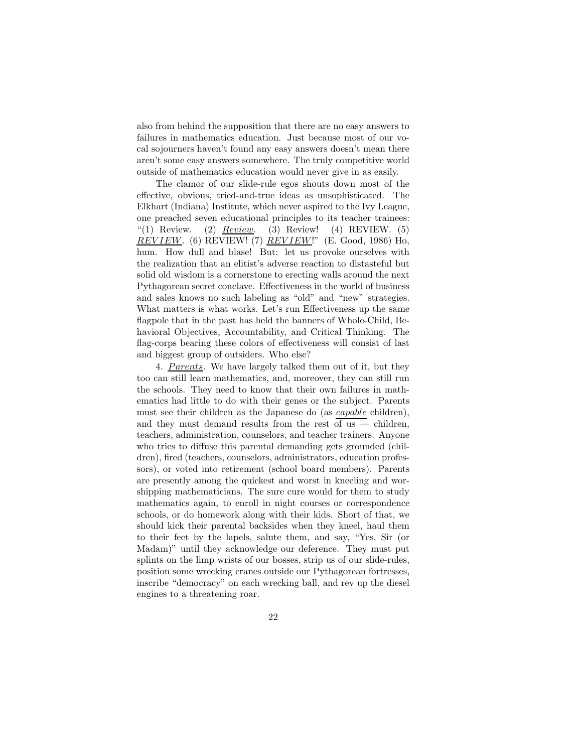also from behind the supposition that there are no easy answers to failures in mathematics education. Just because most of our vocal sojourners haven't found any easy answers doesn't mean there aren't some easy answers somewhere. The truly competitive world outside of mathematics education would never give in as easily.

The clamor of our slide-rule egos shouts down most of the effective, obvious, tried-and-true ideas as unsophisticated. The Elkhart (Indiana) Institute, which never aspired to the Ivy League, one preached seven educational principles to its teacher trainees: "(1) Review. (2) *Review*. (3) Review! (4) REVIEW. (5) *REVIEW*. (6) REVIEW! (7) *REVIEW*!" (E. Good, 1986) Ho, hum. How dull and blase! But: let us provoke ourselves with the realization that an elitist's adverse reaction to distasteful but solid old wisdom is a cornerstone to erecting walls around the next Pythagorean secret conclave. Effectiveness in the world of business and sales knows no such labeling as "old" and "new" strategies. What matters is what works. Let's run Effectiveness up the same flagpole that in the past has held the banners of Whole-Child, Behavioral Objectives, Accountability, and Critical Thinking. The flag-corps bearing these colors of effectiveness will consist of last and biggest group of outsiders. Who else?

4. *Parents*. We have largely talked them out of it, but they too can still learn mathematics, and, moreover, they can still run the schools. They need to know that their own failures in mathematics had little to do with their genes or the subject. Parents must see their children as the Japanese do (as *capable* children), and they must demand results from the rest of us — children, teachers, administration, counselors, and teacher trainers. Anyone who tries to diffuse this parental demanding gets grounded (children), fired (teachers, counselors, administrators, education professors), or voted into retirement (school board members). Parents are presently among the quickest and worst in kneeling and worshipping mathematicians. The sure cure would for them to study mathematics again, to enroll in night courses or correspondence schools, or do homework along with their kids. Short of that, we should kick their parental backsides when they kneel, haul them to their feet by the lapels, salute them, and say, "Yes, Sir (or Madam)" until they acknowledge our deference. They must put splints on the limp wrists of our bosses, strip us of our slide-rules, position some wrecking cranes outside our Pythagorean fortresses, inscribe "democracy" on each wrecking ball, and rev up the diesel engines to a threatening roar.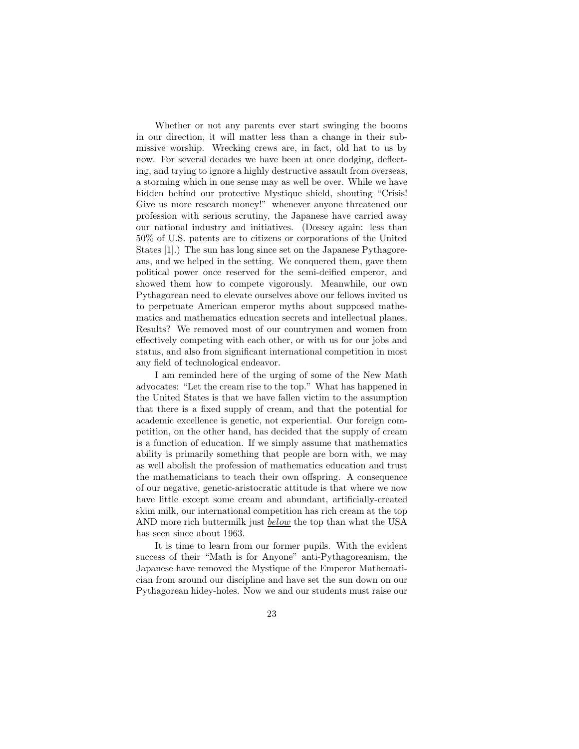Whether or not any parents ever start swinging the booms in our direction, it will matter less than a change in their submissive worship. Wrecking crews are, in fact, old hat to us by now. For several decades we have been at once dodging, deflecting, and trying to ignore a highly destructive assault from overseas, a storming which in one sense may as well be over. While we have hidden behind our protective Mystique shield, shouting "Crisis! Give us more research money!" whenever anyone threatened our profession with serious scrutiny, the Japanese have carried away our national industry and initiatives. (Dossey again: less than 50% of U.S. patents are to citizens or corporations of the United States [1].) The sun has long since set on the Japanese Pythagoreans, and we helped in the setting. We conquered them, gave them political power once reserved for the semi-deified emperor, and showed them how to compete vigorously. Meanwhile, our own Pythagorean need to elevate ourselves above our fellows invited us to perpetuate American emperor myths about supposed mathematics and mathematics education secrets and intellectual planes. Results? We removed most of our countrymen and women from effectively competing with each other, or with us for our jobs and status, and also from significant international competition in most any field of technological endeavor.

I am reminded here of the urging of some of the New Math advocates: "Let the cream rise to the top." What has happened in the United States is that we have fallen victim to the assumption that there is a fixed supply of cream, and that the potential for academic excellence is genetic, not experiential. Our foreign competition, on the other hand, has decided that the supply of cream is a function of education. If we simply assume that mathematics ability is primarily something that people are born with, we may as well abolish the profession of mathematics education and trust the mathematicians to teach their own offspring. A consequence of our negative, genetic-aristocratic attitude is that where we now have little except some cream and abundant, artificially-created skim milk, our international competition has rich cream at the top AND more rich buttermilk just *below* the top than what the USA has seen since about 1963.

It is time to learn from our former pupils. With the evident success of their "Math is for Anyone" anti-Pythagoreanism, the Japanese have removed the Mystique of the Emperor Mathematician from around our discipline and have set the sun down on our Pythagorean hidey-holes. Now we and our students must raise our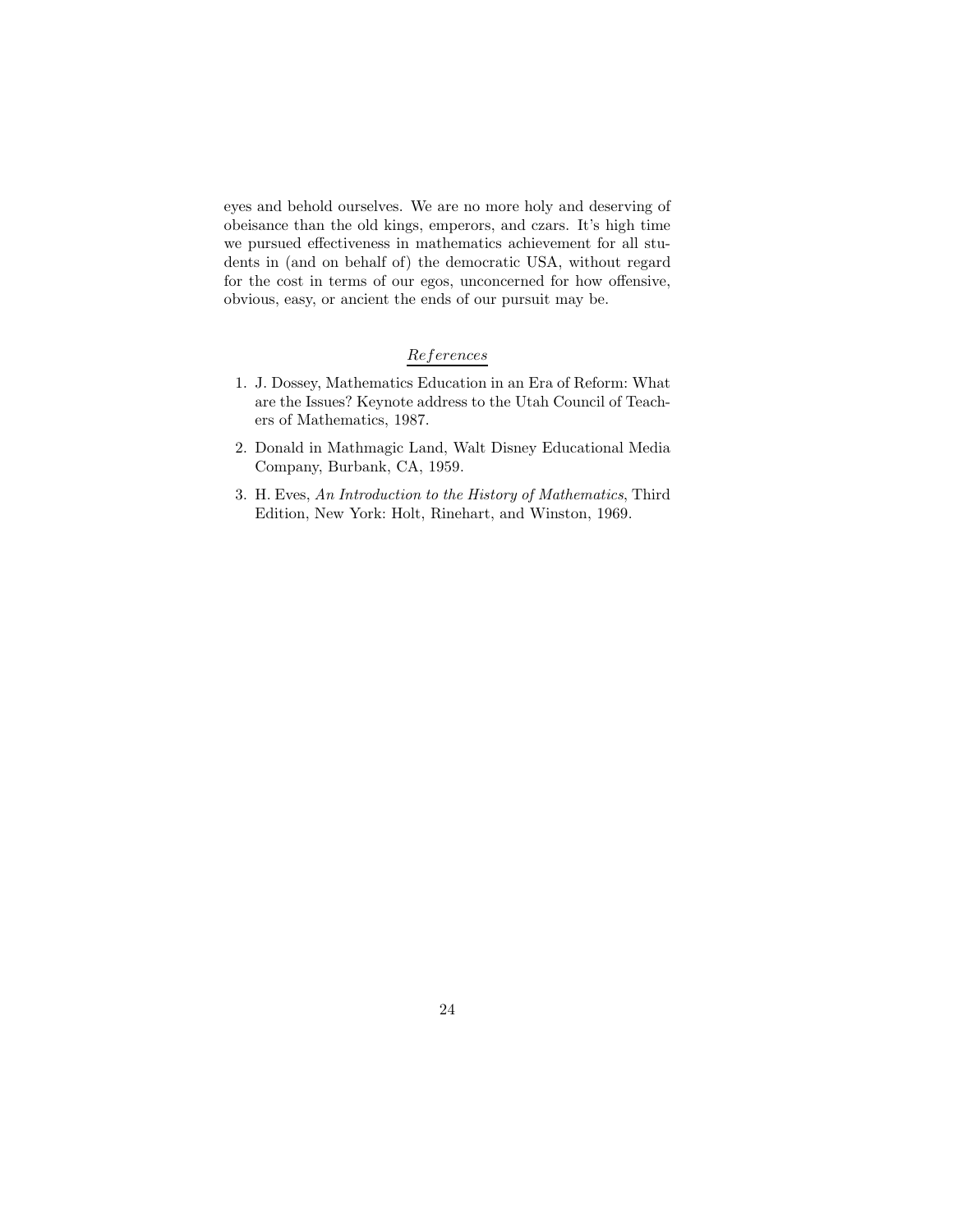eyes and behold ourselves. We are no more holy and deserving of obeisance than the old kings, emperors, and czars. It's high time we pursued effectiveness in mathematics achievement for all students in (and on behalf of) the democratic USA, without regard for the cost in terms of our egos, unconcerned for how offensive, obvious, easy, or ancient the ends of our pursuit may be.

## *References*

1. J. Dossey, Mathematics Education in an Era of Reform: What are the Issues? Keynote address to the Utah Council of Teachers of Mathematics, 1987.
2. Donald in Mathmagic Land, Walt Disney Educational Media Company, Burbank, CA, 1959.
3. H. Eves, *An Introduction to the History of Mathematics*, Third Edition, New York: Holt, Rinehart, and Winston, 1969.